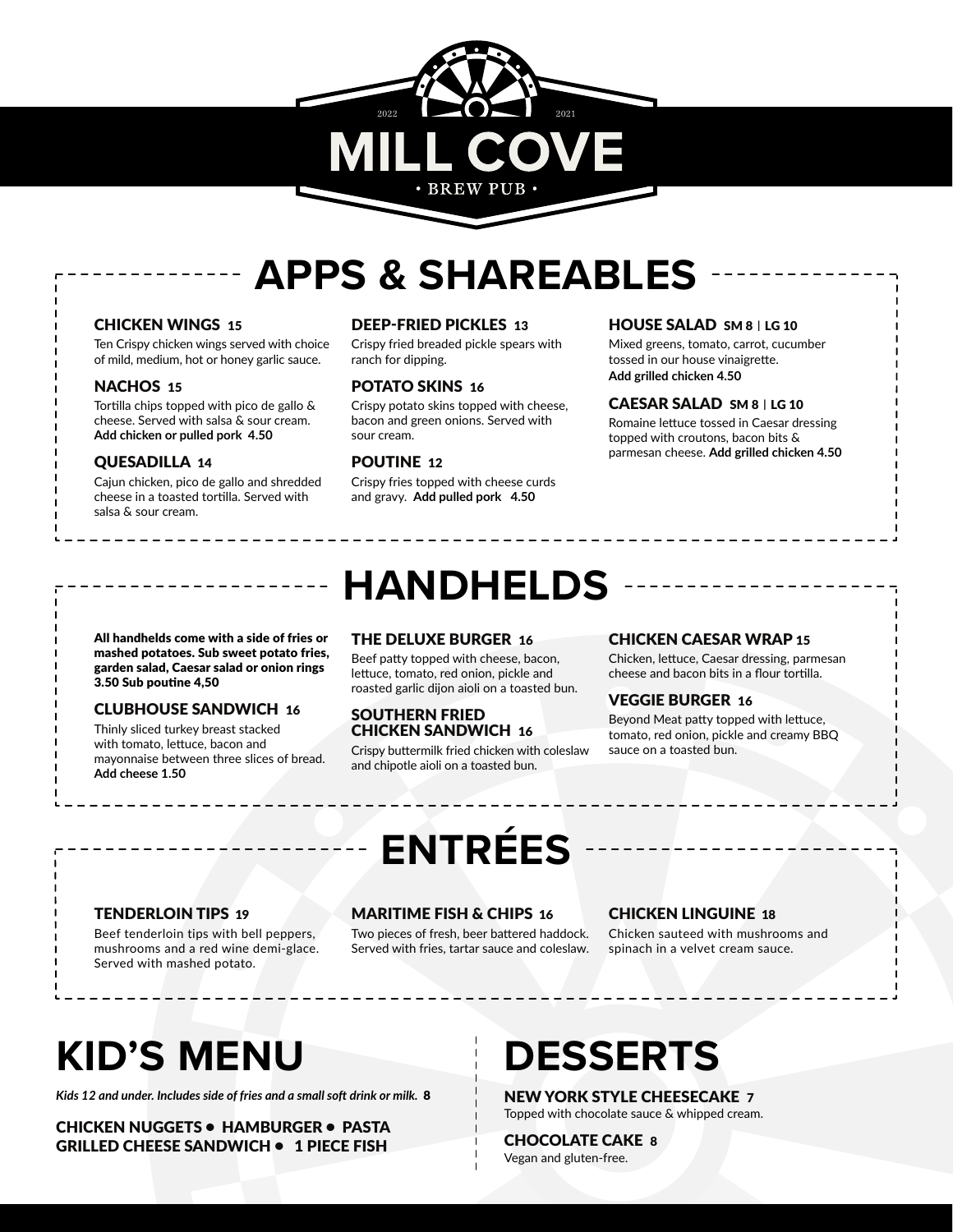# MILL COVE

2022 2021

• BREW PUB •

## APPS & SHAREABLES

### CHICKEN WINGS 15
Ten Crispy chicken wings served with choice of mild, medium, hot or honey garlic sauce.

### NACHOS 15
Tortilla chips topped with pico de gallo & cheese. Served with salsa & sour cream. **Add chicken or pulled pork 4.50**

### QUESADILLA 14
Cajun chicken, pico de gallo and shredded cheese in a toasted tortilla. Served with salsa & sour cream.

### DEEP-FRIED PICKLES 13
Crispy fried breaded pickle spears with ranch for dipping.

### POTATO SKINS 16
Crispy potato skins topped with cheese, bacon and green onions. Served with sour cream.

### POUTINE 12
Crispy fries topped with cheese curds and gravy. **Add pulled pork 4.50**

### HOUSE SALAD SM 8 | LG 10
Mixed greens, tomato, carrot, cucumber tossed in our house vinaigrette.
**Add grilled chicken 4.50**

### CAESAR SALAD SM 8 | LG 10
Romaine lettuce tossed in Caesar dressing topped with croutons, bacon bits & parmesan cheese. **Add grilled chicken 4.50**

## HANDHELDS

**All handhelds come with a side of fries or mashed potatoes. Sub sweet potato fries, garden salad, Caesar salad or onion rings 3.50 Sub poutine 4,50**

### CLUBHOUSE SANDWICH 16
Thinly sliced turkey breast stacked with tomato, lettuce, bacon and mayonnaise between three slices of bread.
**Add cheese 1.50**

### THE DELUXE BURGER 16
Beef patty topped with cheese, bacon, lettuce, tomato, red onion, pickle and roasted garlic dijon aioli on a toasted bun.

### SOUTHERN FRIED CHICKEN SANDWICH 16
Crispy buttermilk fried chicken with coleslaw and chipotle aioli on a toasted bun.

### CHICKEN CAESAR WRAP 15
Chicken, lettuce, Caesar dressing, parmesan cheese and bacon bits in a flour tortilla.

### VEGGIE BURGER 16
Beyond Meat patty topped with lettuce, tomato, red onion, pickle and creamy BBQ sauce on a toasted bun.

## ENTRÉES

### TENDERLOIN TIPS 19
Beef tenderloin tips with bell peppers, mushrooms and a red wine demi-glace. Served with mashed potato.

### MARITIME FISH & CHIPS 16
Two pieces of fresh, beer battered haddock. Served with fries, tartar sauce and coleslaw.

### CHICKEN LINGUINE 18
Chicken sauteed with mushrooms and spinach in a velvet cream sauce.

## KID'S MENU

***Kids 12 and under. Includes side of fries and a small soft drink or milk.*** **8**

CHICKEN NUGGETS • HAMBURGER • PASTA
GRILLED CHEESE SANDWICH • 1 PIECE FISH

## DESSERTS

### NEW YORK STYLE CHEESECAKE 7
Topped with chocolate sauce & whipped cream.

### CHOCOLATE CAKE 8
Vegan and gluten-free.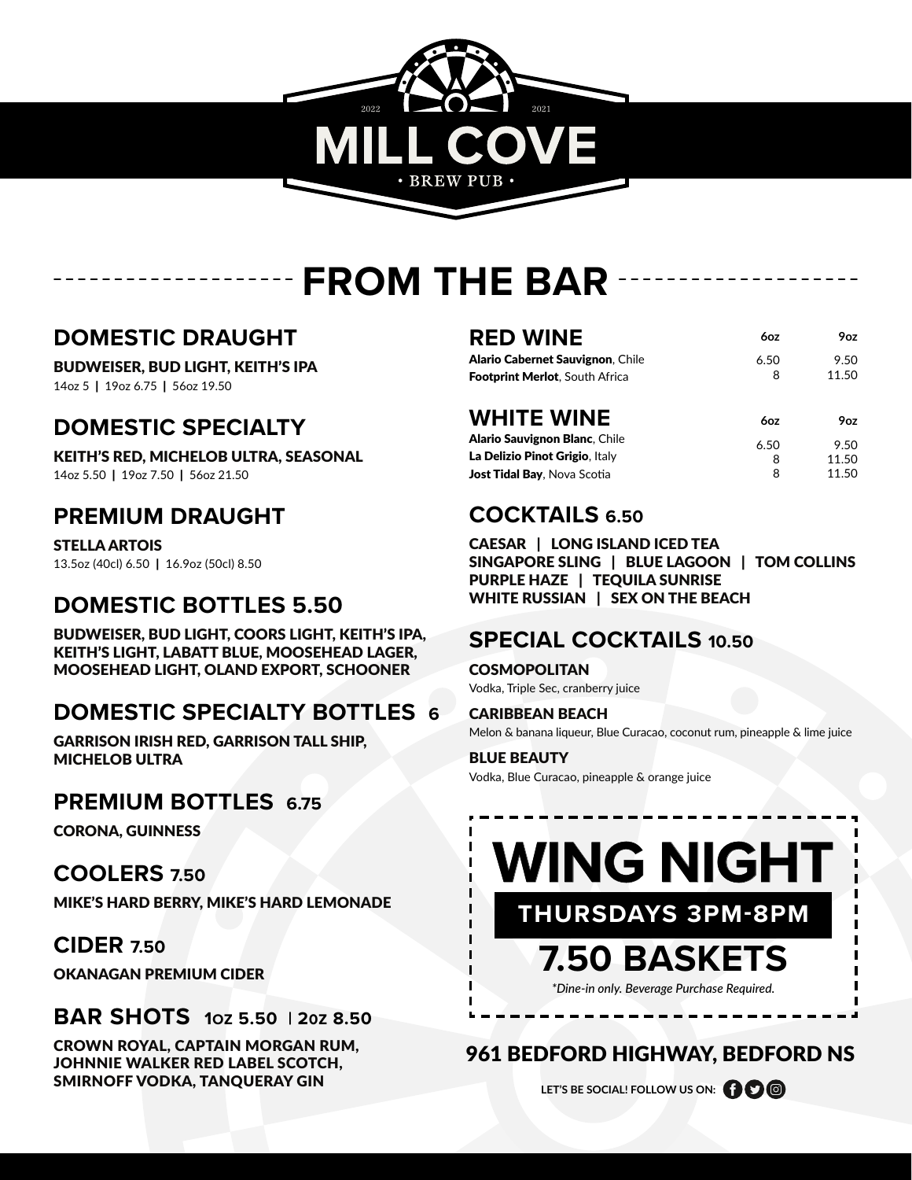# MILL COVE

• BREW PUB •

2022 2021

## FROM THE BAR

### DOMESTIC DRAUGHT

**BUDWEISER, BUD LIGHT, KEITH'S IPA**

14oz 5 | 19oz 6.75 | 56oz 19.50

### DOMESTIC SPECIALTY

**KEITH'S RED, MICHELOB ULTRA, SEASONAL**

14oz 5.50 | 19oz 7.50 | 56oz 21.50

### PREMIUM DRAUGHT

**STELLA ARTOIS**

13.5oz (40cl) 6.50 | 16.9oz (50cl) 8.50

### DOMESTIC BOTTLES 5.50

**BUDWEISER, BUD LIGHT, COORS LIGHT, KEITH'S IPA, KEITH'S LIGHT, LABATT BLUE, MOOSEHEAD LAGER, MOOSEHEAD LIGHT, OLAND EXPORT, SCHOONER**

### DOMESTIC SPECIALTY BOTTLES 6

**GARRISON IRISH RED, GARRISON TALL SHIP, MICHELOB ULTRA**

### PREMIUM BOTTLES 6.75

**CORONA, GUINNESS**

### COOLERS 7.50

**MIKE'S HARD BERRY, MIKE'S HARD LEMONADE**

### CIDER 7.50

**OKANAGAN PREMIUM CIDER**

### BAR SHOTS 1oz 5.50 | 2oz 8.50

**CROWN ROYAL, CAPTAIN MORGAN RUM, JOHNNIE WALKER RED LABEL SCOTCH, SMIRNOFF VODKA, TANQUERAY GIN**

### RED WINE

| RED WINE | 6oz | 9oz |
|---|---|---|
| **Alario Cabernet Sauvignon**, Chile | 6.50 | 9.50 |
| **Footprint Merlot**, South Africa | 8 | 11.50 |

### WHITE WINE

| WHITE WINE | 6oz | 9oz |
|---|---|---|
| **Alario Sauvignon Blanc**, Chile | 6.50 | 9.50 |
| **La Delizio Pinot Grigio**, Italy | 8 | 11.50 |
| **Jost Tidal Bay**, Nova Scotia | 8 | 11.50 |

### COCKTAILS 6.50

**CAESAR | LONG ISLAND ICED TEA**
**SINGAPORE SLING | BLUE LAGOON | TOM COLLINS**
**PURPLE HAZE | TEQUILA SUNRISE**
**WHITE RUSSIAN | SEX ON THE BEACH**

### SPECIAL COCKTAILS 10.50

**COSMOPOLITAN**
Vodka, Triple Sec, cranberry juice

**CARIBBEAN BEACH**
Melon & banana liqueur, Blue Curacao, coconut rum, pineapple & lime juice

**BLUE BEAUTY**
Vodka, Blue Curacao, pineapple & orange juice

## WING NIGHT

**THURSDAYS 3PM-8PM**

## 7.50 BASKETS

*\*Dine-in only. Beverage Purchase Required.*

**961 BEDFORD HIGHWAY, BEDFORD NS**

LET'S BE SOCIAL! FOLLOW US ON: